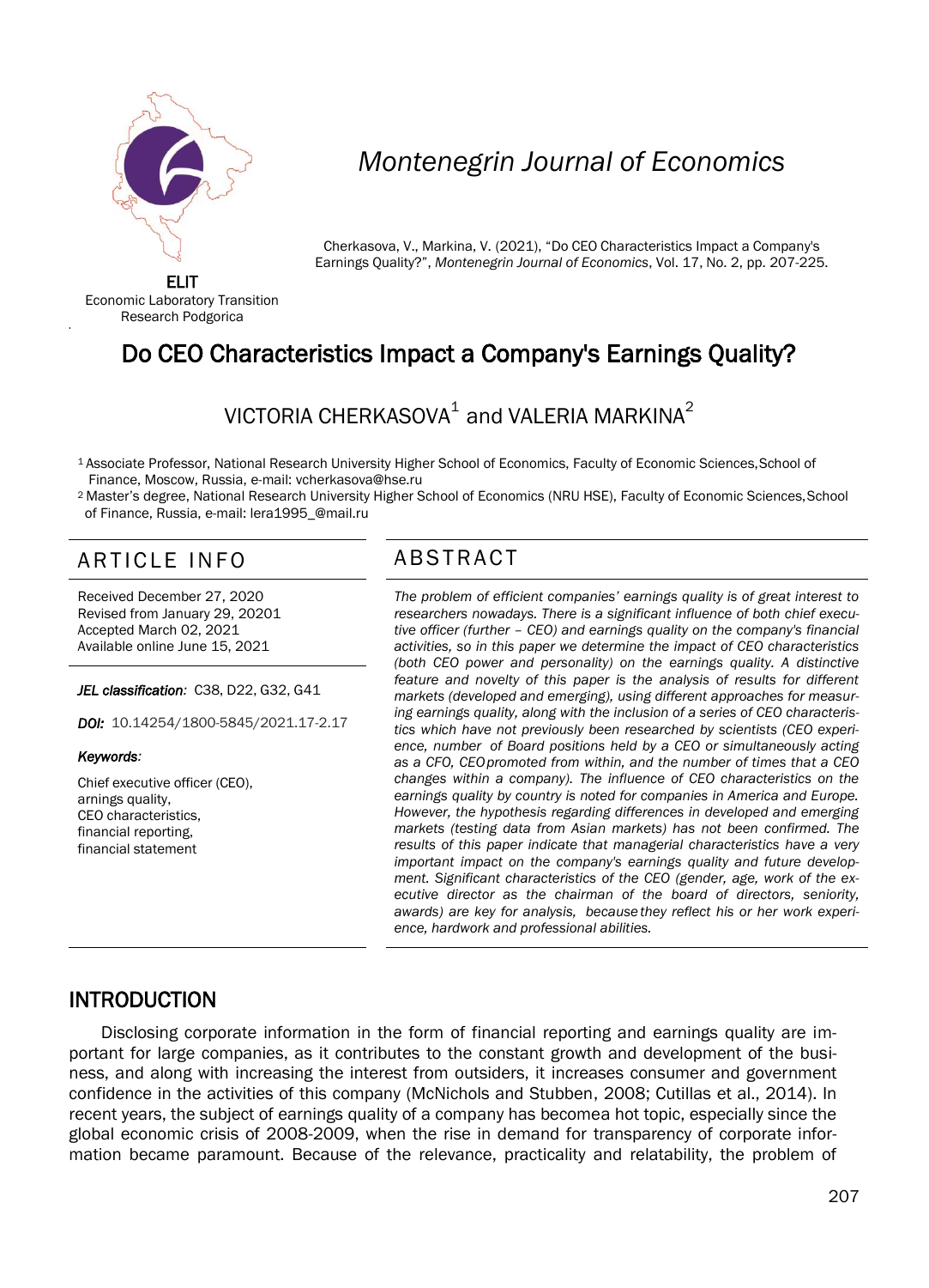Montenegrin Journal of Economics

ELIT
Economic Laboratory Transition Research Podgorica

Cherkasova, V., Markina, V. (2021), "Do CEO Characteristics Impact a Company's Earnings Quality?", *Montenegrin Journal of Economics*, Vol. 17, No. 2, pp. 207-225.

# Do CEO Characteristics Impact a Company's Earnings Quality?

VICTORIA CHERKASOVA[1] and VALERIA MARKINA[2]

[1] Associate Professor, National Research University Higher School of Economics, Faculty of Economic Sciences, School of Finance, Moscow, Russia, e-mail: vcherkasova@hse.ru

[2] Master's degree, National Research University Higher School of Economics (NRU HSE), Faculty of Economic Sciences, School of Finance, Russia, e-mail: lera1995_@mail.ru

## ARTICLE INFO

Received December 27, 2020
Revised from January 29, 20201
Accepted March 02, 2021
Available online June 15, 2021

***JEL classification:*** C38, D22, G32, G41

***DOI:*** 10.14254/1800-5845/2021.17-2.17

***Keywords:***

Chief executive officer (CEO),
arnings quality,
CEO characteristics,
financial reporting,
financial statement

## ABSTRACT

*The problem of efficient companies' earnings quality is of great interest to researchers nowadays. There is a significant influence of both chief executive officer (further – CEO) and earnings quality on the company's financial activities, so in this paper we determine the impact of CEO characteristics (both CEO power and personality) on the earnings quality. A distinctive feature and novelty of this paper is the analysis of results for different markets (developed and emerging), using different approaches for measuring earnings quality, along with the inclusion of a series of CEO characteristics which have not previously been researched by scientists (CEO experience, number of Board positions held by a CEO or simultaneously acting as a CFO, CEO promoted from within, and the number of times that a CEO changes within a company). The influence of CEO characteristics on the earnings quality by country is noted for companies in America and Europe. However, the hypothesis regarding differences in developed and emerging markets (testing data from Asian markets) has not been confirmed. The results of this paper indicate that managerial characteristics have a very important impact on the company's earnings quality and future development. Significant characteristics of the CEO (gender, age, work of the executive director as the chairman of the board of directors, seniority, awards) are key for analysis, because they reflect his or her work experience, hardwork and professional abilities.*

## INTRODUCTION

Disclosing corporate information in the form of financial reporting and earnings quality are important for large companies, as it contributes to the constant growth and development of the business, and along with increasing the interest from outsiders, it increases consumer and government confidence in the activities of this company (McNichols and Stubben, 2008; Cutillas et al., 2014). In recent years, the subject of earnings quality of a company has becomea hot topic, especially since the global economic crisis of 2008-2009, when the rise in demand for transparency of corporate information became paramount. Because of the relevance, practicality and relatability, the problem of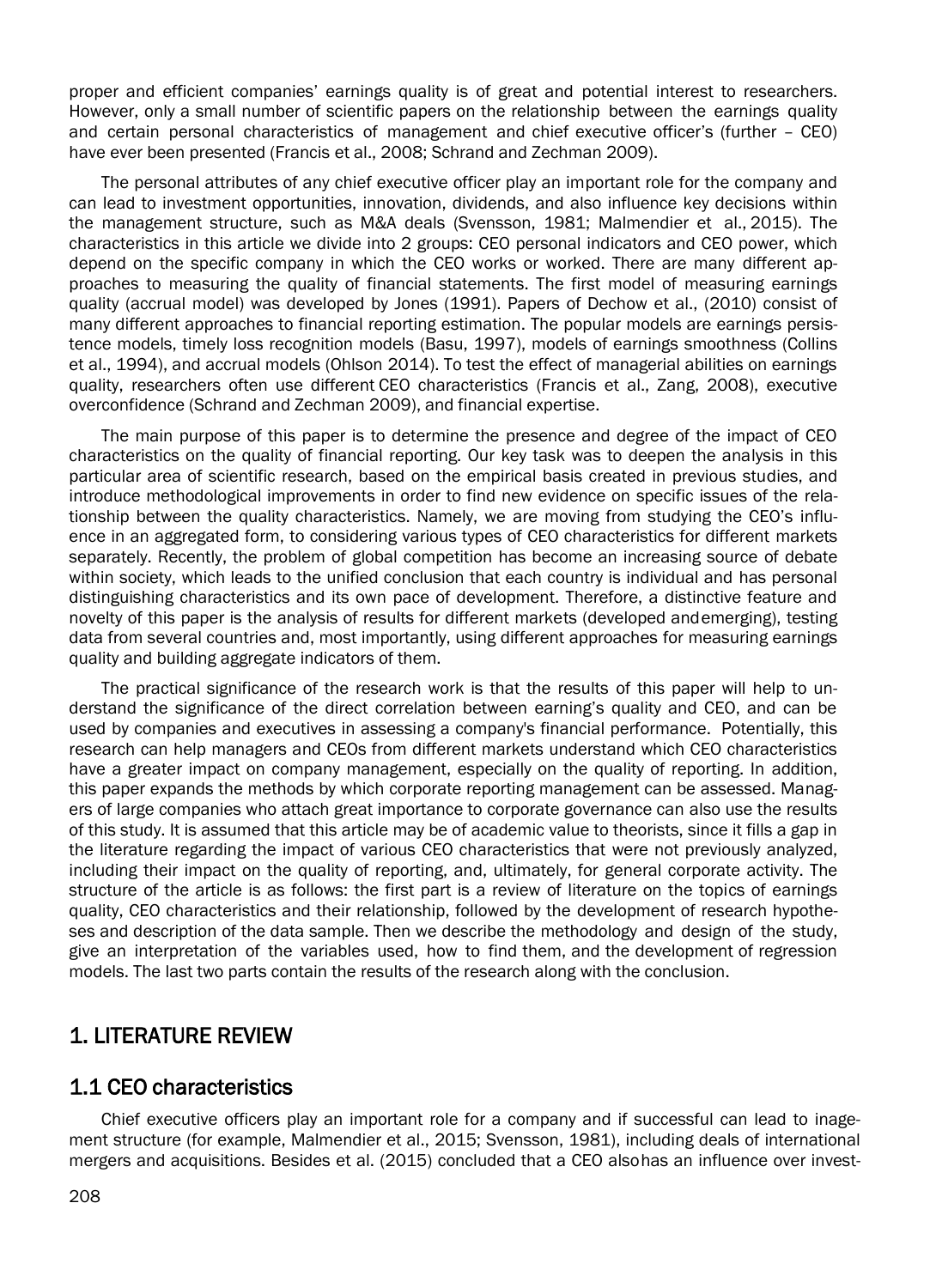proper and efficient companies' earnings quality is of great and potential interest to researchers. However, only a small number of scientific papers on the relationship between the earnings quality and certain personal characteristics of management and chief executive officer's (further – CEO) have ever been presented (Francis et al., 2008; Schrand and Zechman 2009).

The personal attributes of any chief executive officer play an important role for the company and can lead to investment opportunities, innovation, dividends, and also influence key decisions within the management structure, such as M&A deals (Svensson, 1981; Malmendier et al., 2015). The characteristics in this article we divide into 2 groups: CEO personal indicators and CEO power, which depend on the specific company in which the CEO works or worked. There are many different approaches to measuring the quality of financial statements. The first model of measuring earnings quality (accrual model) was developed by Jones (1991). Papers of Dechow et al., (2010) consist of many different approaches to financial reporting estimation. The popular models are earnings persistence models, timely loss recognition models (Basu, 1997), models of earnings smoothness (Collins et al., 1994), and accrual models (Ohlson 2014). To test the effect of managerial abilities on earnings quality, researchers often use different CEO characteristics (Francis et al., Zang, 2008), executive overconfidence (Schrand and Zechman 2009), and financial expertise.

The main purpose of this paper is to determine the presence and degree of the impact of CEO characteristics on the quality of financial reporting. Our key task was to deepen the analysis in this particular area of scientific research, based on the empirical basis created in previous studies, and introduce methodological improvements in order to find new evidence on specific issues of the relationship between the quality characteristics. Namely, we are moving from studying the CEO's influence in an aggregated form, to considering various types of CEO characteristics for different markets separately. Recently, the problem of global competition has become an increasing source of debate within society, which leads to the unified conclusion that each country is individual and has personal distinguishing characteristics and its own pace of development. Therefore, a distinctive feature and novelty of this paper is the analysis of results for different markets (developed andemerging), testing data from several countries and, most importantly, using different approaches for measuring earnings quality and building aggregate indicators of them.

The practical significance of the research work is that the results of this paper will help to understand the significance of the direct correlation between earning's quality and CEO, and can be used by companies and executives in assessing a company's financial performance. Potentially, this research can help managers and CEOs from different markets understand which CEO characteristics have a greater impact on company management, especially on the quality of reporting. In addition, this paper expands the methods by which corporate reporting management can be assessed. Managers of large companies who attach great importance to corporate governance can also use the results of this study. It is assumed that this article may be of academic value to theorists, since it fills a gap in the literature regarding the impact of various CEO characteristics that were not previously analyzed, including their impact on the quality of reporting, and, ultimately, for general corporate activity. The structure of the article is as follows: the first part is a review of literature on the topics of earnings quality, CEO characteristics and their relationship, followed by the development of research hypotheses and description of the data sample. Then we describe the methodology and design of the study, give an interpretation of the variables used, how to find them, and the development of regression models. The last two parts contain the results of the research along with the conclusion.

## 1. LITERATURE REVIEW

### 1.1 CEO characteristics

Chief executive officers play an important role for a company and if successful can lead to inagement structure (for example, Malmendier et al., 2015; Svensson, 1981), including deals of international mergers and acquisitions. Besides et al. (2015) concluded that a CEO alsohas an influence over invest-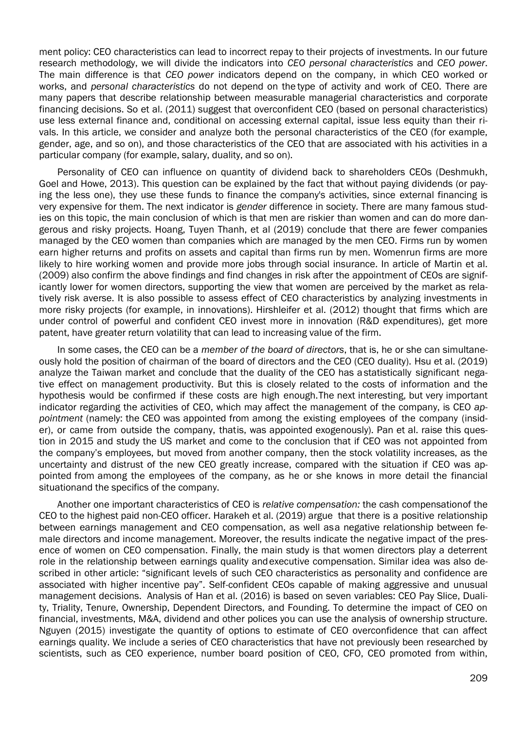ment policy: CEO characteristics can lead to incorrect repay to their projects of investments. In our future research methodology, we will divide the indicators into *CEO personal characteristics* and *CEO power*. The main difference is that *CEO power* indicators depend on the company, in which CEO worked or works, and *personal characteristics* do not depend on the type of activity and work of CEO. There are many papers that describe relationship between measurable managerial characteristics and corporate financing decisions. So et al. (2011) suggest that overconfident CEO (based on personal characteristics) use less external finance and, conditional on accessing external capital, issue less equity than their rivals. In this article, we consider and analyze both the personal characteristics of the CEO (for example, gender, age, and so on), and those characteristics of the CEO that are associated with his activities in a particular company (for example, salary, duality, and so on).

Personality of CEO can influence on quantity of dividend back to shareholders CEOs (Deshmukh, Goel and Howe, 2013). This question can be explained by the fact that without paying dividends (or paying the less one), they use these funds to finance the company's activities, since external financing is very expensive for them. The next indicator is *gender* difference in society. There are many famous studies on this topic, the main conclusion of which is that men are riskier than women and can do more dangerous and risky projects. Hoang, Tuyen Thanh, et al (2019) conclude that there are fewer companies managed by the CEO women than companies which are managed by the men CEO. Firms run by women earn higher returns and profits on assets and capital than firms run by men. Womenrun firms are more likely to hire working women and provide more jobs through social insurance. In article of Martin et al. (2009) also confirm the above findings and find changes in risk after the appointment of CEOs are significantly lower for women directors, supporting the view that women are perceived by the market as relatively risk averse. It is also possible to assess effect of CEO characteristics by analyzing investments in more risky projects (for example, in innovations). Hirshleifer et al. (2012) thought that firms which are under control of powerful and confident CEO invest more in innovation (R&D expenditures), get more patent, have greater return volatility that can lead to increasing value of the firm.

In some cases, the CEO can be a *member of the board of directors*, that is, he or she can simultaneously hold the position of chairman of the board of directors and the CEO (CEO duality). Hsu et al. (2019) analyze the Taiwan market and conclude that the duality of the CEO has a statistically significant negative effect on management productivity. But this is closely related to the costs of information and the hypothesis would be confirmed if these costs are high enough.The next interesting, but very important indicator regarding the activities of CEO, which may affect the management of the company, is CEO *appointment* (namely: the CEO was appointed from among the existing employees of the company (insider), or came from outside the company, thatis, was appointed exogenously). Pan et al. raise this question in 2015 and study the US market and come to the conclusion that if CEO was not appointed from the company's employees, but moved from another company, then the stock volatility increases, as the uncertainty and distrust of the new CEO greatly increase, compared with the situation if CEO was appointed from among the employees of the company, as he or she knows in more detail the financial situationand the specifics of the company.

Another one important characteristics of CEO is *relative compensation:* the cash compensationof the CEO to the highest paid non-CEO officer. Harakeh et al. (2019) argue that there is a positive relationship between earnings management and CEO compensation, as well asa negative relationship between female directors and income management. Moreover, the results indicate the negative impact of the presence of women on CEO compensation. Finally, the main study is that women directors play a deterrent role in the relationship between earnings quality andexecutive compensation. Similar idea was also described in other article: "significant levels of such CEO characteristics as personality and confidence are associated with higher incentive pay". Self-confident CEOs capable of making aggressive and unusual management decisions. Analysis of Han et al. (2016) is based on seven variables: CEO Pay Slice, Duality, Triality, Tenure, Ownership, Dependent Directors, and Founding. To determine the impact of CEO on financial, investments, M&A, dividend and other polices you can use the analysis of ownership structure. Nguyen (2015) investigate the quantity of options to estimate of CEO overconfidence that can affect earnings quality. We include a series of CEO characteristics that have not previously been researched by scientists, such as CEO experience, number board position of CEO, CFO, CEO promoted from within,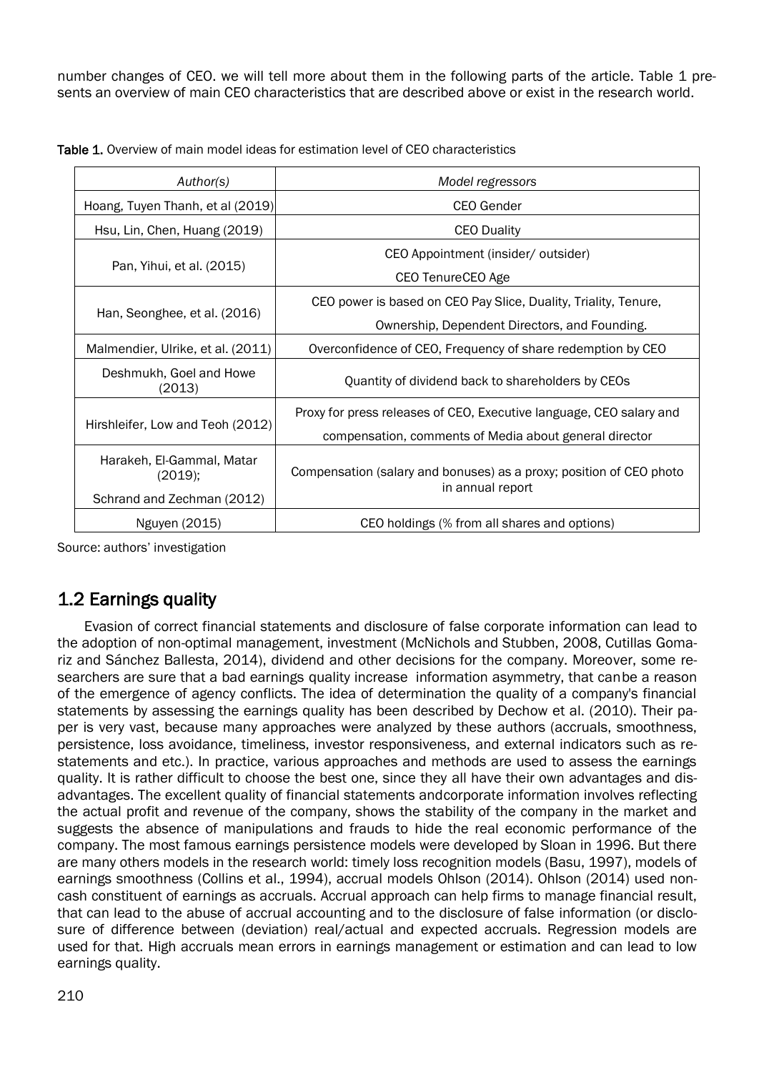number changes of CEO. we will tell more about them in the following parts of the article. Table 1 presents an overview of main CEO characteristics that are described above or exist in the research world.

**Table 1.** Overview of main model ideas for estimation level of CEO characteristics

| *Author(s)* | *Model regressors* |
|---|---|
| Hoang, Tuyen Thanh, et al (2019) | CEO Gender |
| Hsu, Lin, Chen, Huang (2019) | CEO Duality |
| Pan, Yihui, et al. (2015) | CEO Appointment (insider/ outsider)<br>CEO TenureCEO Age |
| Han, Seonghee, et al. (2016) | CEO power is based on CEO Pay Slice, Duality, Triality, Tenure,<br>Ownership, Dependent Directors, and Founding. |
| Malmendier, Ulrike, et al. (2011) | Overconfidence of CEO, Frequency of share redemption by CEO |
| Deshmukh, Goel and Howe (2013) | Quantity of dividend back to shareholders by CEOs |
| Hirshleifer, Low and Teoh (2012) | Proxy for press releases of CEO, Executive language, CEO salary and<br>compensation, comments of Media about general director |
| Harakeh, El-Gammal, Matar (2019);<br>Schrand and Zechman (2012) | Compensation (salary and bonuses) as a proxy; position of CEO photo in annual report |
| Nguyen (2015) | CEO holdings (% from all shares and options) |

Source: authors' investigation

## 1.2 Earnings quality

Evasion of correct financial statements and disclosure of false corporate information can lead to the adoption of non-optimal management, investment (McNichols and Stubben, 2008, Cutillas Gomariz and Sánchez Ballesta, 2014), dividend and other decisions for the company. Moreover, some researchers are sure that a bad earnings quality increase information asymmetry, that canbe a reason of the emergence of agency conflicts. The idea of determination the quality of a company's financial statements by assessing the earnings quality has been described by Dechow et al. (2010). Their paper is very vast, because many approaches were analyzed by these authors (accruals, smoothness, persistence, loss avoidance, timeliness, investor responsiveness, and external indicators such as restatements and etc.). In practice, various approaches and methods are used to assess the earnings quality. It is rather difficult to choose the best one, since they all have their own advantages and disadvantages. The excellent quality of financial statements andcorporate information involves reflecting the actual profit and revenue of the company, shows the stability of the company in the market and suggests the absence of manipulations and frauds to hide the real economic performance of the company. The most famous earnings persistence models were developed by Sloan in 1996. But there are many others models in the research world: timely loss recognition models (Basu, 1997), models of earnings smoothness (Collins et al., 1994), accrual models Ohlson (2014). Ohlson (2014) used non-cash constituent of earnings as accruals. Accrual approach can help firms to manage financial result, that can lead to the abuse of accrual accounting and to the disclosure of false information (or disclosure of difference between (deviation) real/actual and expected accruals. Regression models are used for that. High accruals mean errors in earnings management or estimation and can lead to low earnings quality.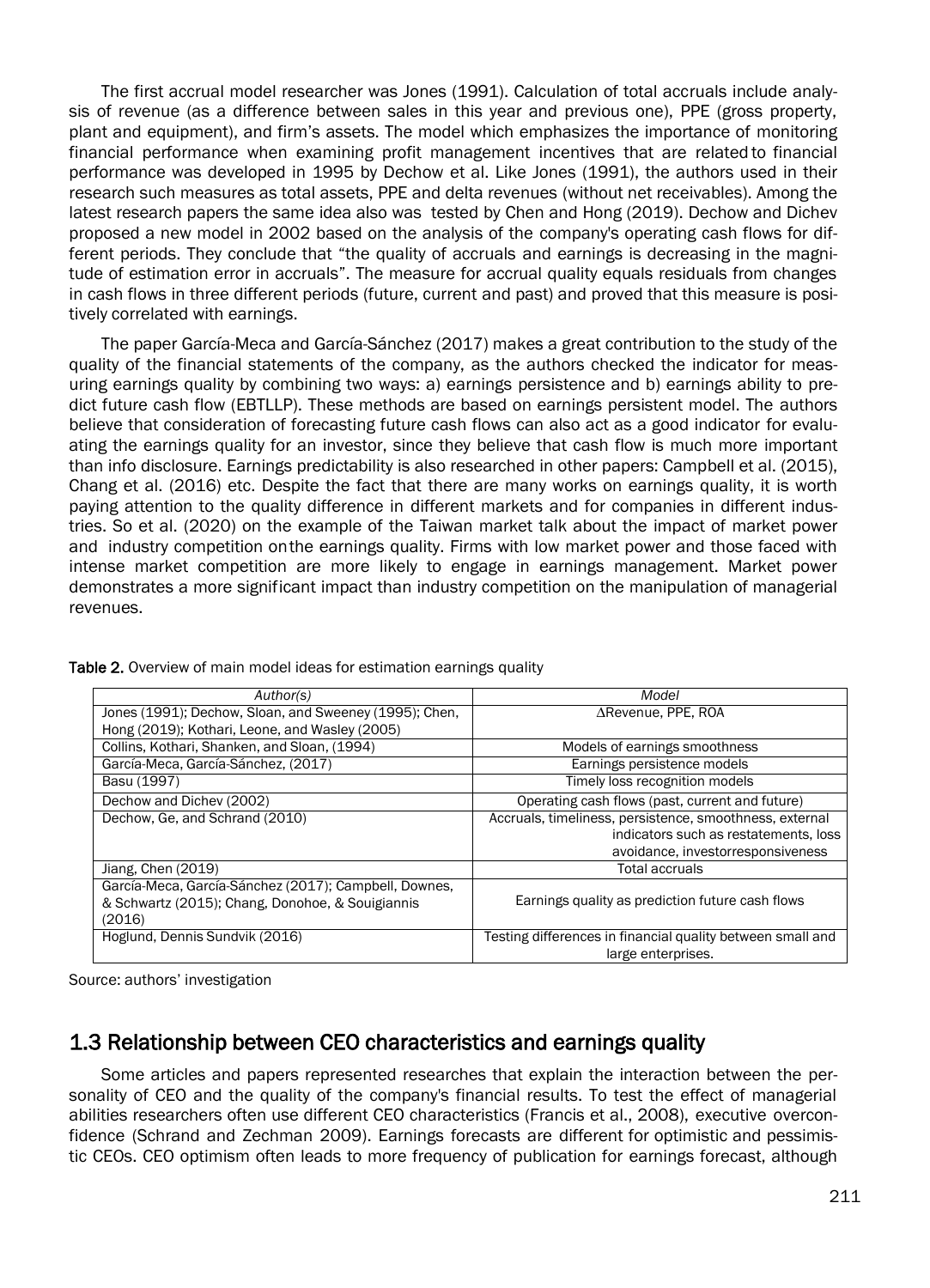The first accrual model researcher was Jones (1991). Calculation of total accruals include analysis of revenue (as a difference between sales in this year and previous one), PPE (gross property, plant and equipment), and firm's assets. The model which emphasizes the importance of monitoring financial performance when examining profit management incentives that are related to financial performance was developed in 1995 by Dechow et al. Like Jones (1991), the authors used in their research such measures as total assets, PPE and delta revenues (without net receivables). Among the latest research papers the same idea also was tested by Chen and Hong (2019). Dechow and Dichev proposed a new model in 2002 based on the analysis of the company's operating cash flows for different periods. They conclude that "the quality of accruals and earnings is decreasing in the magnitude of estimation error in accruals". The measure for accrual quality equals residuals from changes in cash flows in three different periods (future, current and past) and proved that this measure is positively correlated with earnings.

The paper García-Meca and García-Sánchez (2017) makes a great contribution to the study of the quality of the financial statements of the company, as the authors checked the indicator for measuring earnings quality by combining two ways: a) earnings persistence and b) earnings ability to predict future cash flow (EBTLLP). These methods are based on earnings persistent model. The authors believe that consideration of forecasting future cash flows can also act as a good indicator for evaluating the earnings quality for an investor, since they believe that cash flow is much more important than info disclosure. Earnings predictability is also researched in other papers: Campbell et al. (2015), Chang et al. (2016) etc. Despite the fact that there are many works on earnings quality, it is worth paying attention to the quality difference in different markets and for companies in different industries. So et al. (2020) on the example of the Taiwan market talk about the impact of market power and industry competition onthe earnings quality. Firms with low market power and those faced with intense market competition are more likely to engage in earnings management. Market power demonstrates a more significant impact than industry competition on the manipulation of managerial revenues.

**Table 2.** Overview of main model ideas for estimation earnings quality

| *Author(s)* | *Model* |
|---|---|
| Jones (1991); Dechow, Sloan, and Sweeney (1995); Chen, Hong (2019); Kothari, Leone, and Wasley (2005) | ∆Revenue, PPE, ROA |
| Collins, Kothari, Shanken, and Sloan, (1994) | Models of earnings smoothness |
| García-Meca, García-Sánchez, (2017) | Earnings persistence models |
| Basu (1997) | Timely loss recognition models |
| Dechow and Dichev (2002) | Operating cash flows (past, current and future) |
| Dechow, Ge, and Schrand (2010) | Accruals, timeliness, persistence, smoothness, external indicators such as restatements, loss avoidance, investorresponsiveness |
| Jiang, Chen (2019) | Total accruals |
| García-Meca, García-Sánchez (2017); Campbell, Downes, & Schwartz (2015); Chang, Donohoe, & Souigiannis (2016) | Earnings quality as prediction future cash flows |
| Hoglund, Dennis Sundvik (2016) | Testing differences in financial quality between small and large enterprises. |

Source: authors' investigation

## 1.3 Relationship between CEO characteristics and earnings quality

Some articles and papers represented researches that explain the interaction between the personality of CEO and the quality of the company's financial results. To test the effect of managerial abilities researchers often use different CEO characteristics (Francis et al., 2008), executive overconfidence (Schrand and Zechman 2009). Earnings forecasts are different for optimistic and pessimistic CEOs. CEO optimism often leads to more frequency of publication for earnings forecast, although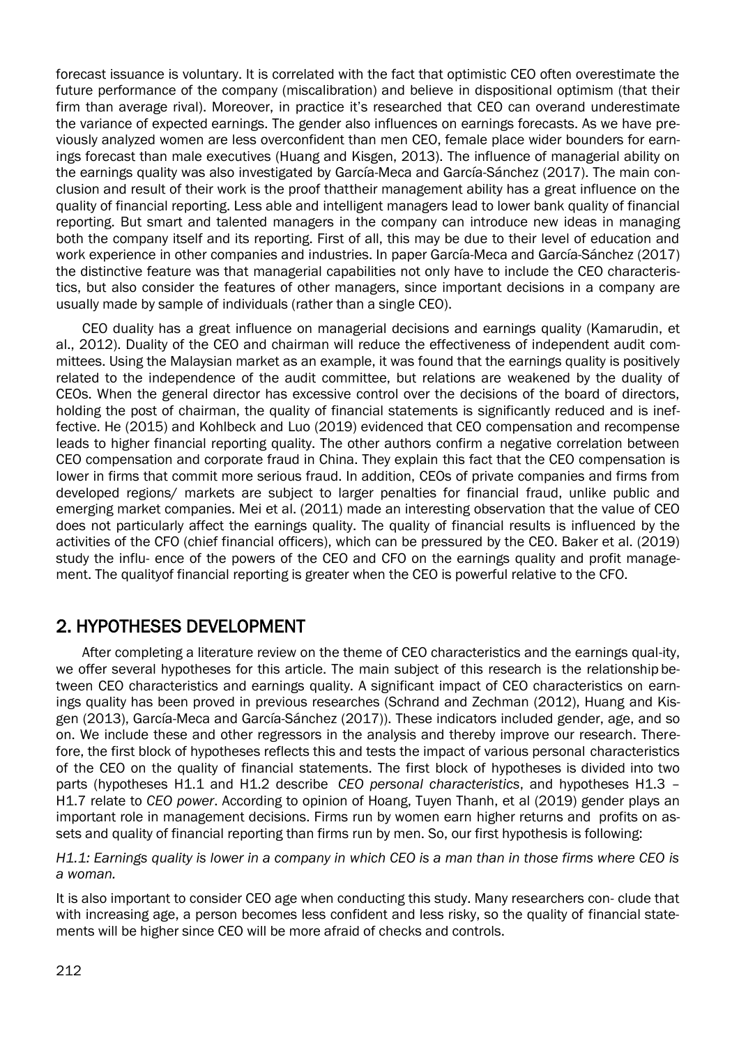forecast issuance is voluntary. It is correlated with the fact that optimistic CEO often overestimate the future performance of the company (miscalibration) and believe in dispositional optimism (that their firm than average rival). Moreover, in practice it's researched that CEO can overand underestimate the variance of expected earnings. The gender also influences on earnings forecasts. As we have previously analyzed women are less overconfident than men CEO, female place wider bounders for earnings forecast than male executives (Huang and Kisgen, 2013). The influence of managerial ability on the earnings quality was also investigated by García-Meca and García-Sánchez (2017). The main conclusion and result of their work is the proof thattheir management ability has a great influence on the quality of financial reporting. Less able and intelligent managers lead to lower bank quality of financial reporting. But smart and talented managers in the company can introduce new ideas in managing both the company itself and its reporting. First of all, this may be due to their level of education and work experience in other companies and industries. In paper García-Meca and García-Sánchez (2017) the distinctive feature was that managerial capabilities not only have to include the CEO characteristics, but also consider the features of other managers, since important decisions in a company are usually made by sample of individuals (rather than a single CEO).

CEO duality has a great influence on managerial decisions and earnings quality (Kamarudin, et al., 2012). Duality of the CEO and chairman will reduce the effectiveness of independent audit committees. Using the Malaysian market as an example, it was found that the earnings quality is positively related to the independence of the audit committee, but relations are weakened by the duality of CEOs. When the general director has excessive control over the decisions of the board of directors, holding the post of chairman, the quality of financial statements is significantly reduced and is ineffective. He (2015) and Kohlbeck and Luo (2019) evidenced that CEO compensation and recompense leads to higher financial reporting quality. The other authors confirm a negative correlation between CEO compensation and corporate fraud in China. They explain this fact that the CEO compensation is lower in firms that commit more serious fraud. In addition, CEOs of private companies and firms from developed regions/ markets are subject to larger penalties for financial fraud, unlike public and emerging market companies. Mei et al. (2011) made an interesting observation that the value of CEO does not particularly affect the earnings quality. The quality of financial results is influenced by the activities of the CFO (chief financial officers), which can be pressured by the CEO. Baker et al. (2019) study the influ- ence of the powers of the CEO and CFO on the earnings quality and profit management. The qualityof financial reporting is greater when the CEO is powerful relative to the CFO.

## 2. HYPOTHESES DEVELOPMENT

After completing a literature review on the theme of CEO characteristics and the earnings qual-ity, we offer several hypotheses for this article. The main subject of this research is the relationship between CEO characteristics and earnings quality. A significant impact of CEO characteristics on earnings quality has been proved in previous researches (Schrand and Zechman (2012), Huang and Kisgen (2013), García-Meca and García-Sánchez (2017)). These indicators included gender, age, and so on. We include these and other regressors in the analysis and thereby improve our research. Therefore, the first block of hypotheses reflects this and tests the impact of various personal characteristics of the CEO on the quality of financial statements. The first block of hypotheses is divided into two parts (hypotheses H1.1 and H1.2 describe *CEO personal characteristics*, and hypotheses H1.3 – H1.7 relate to *CEO power*. According to opinion of Hoang, Tuyen Thanh, et al (2019) gender plays an important role in management decisions. Firms run by women earn higher returns and profits on assets and quality of financial reporting than firms run by men. So, our first hypothesis is following:

*H1.1: Earnings quality is lower in a company in which CEO is a man than in those firms where CEO is a woman.*

It is also important to consider CEO age when conducting this study. Many researchers con- clude that with increasing age, a person becomes less confident and less risky, so the quality of financial statements will be higher since CEO will be more afraid of checks and controls.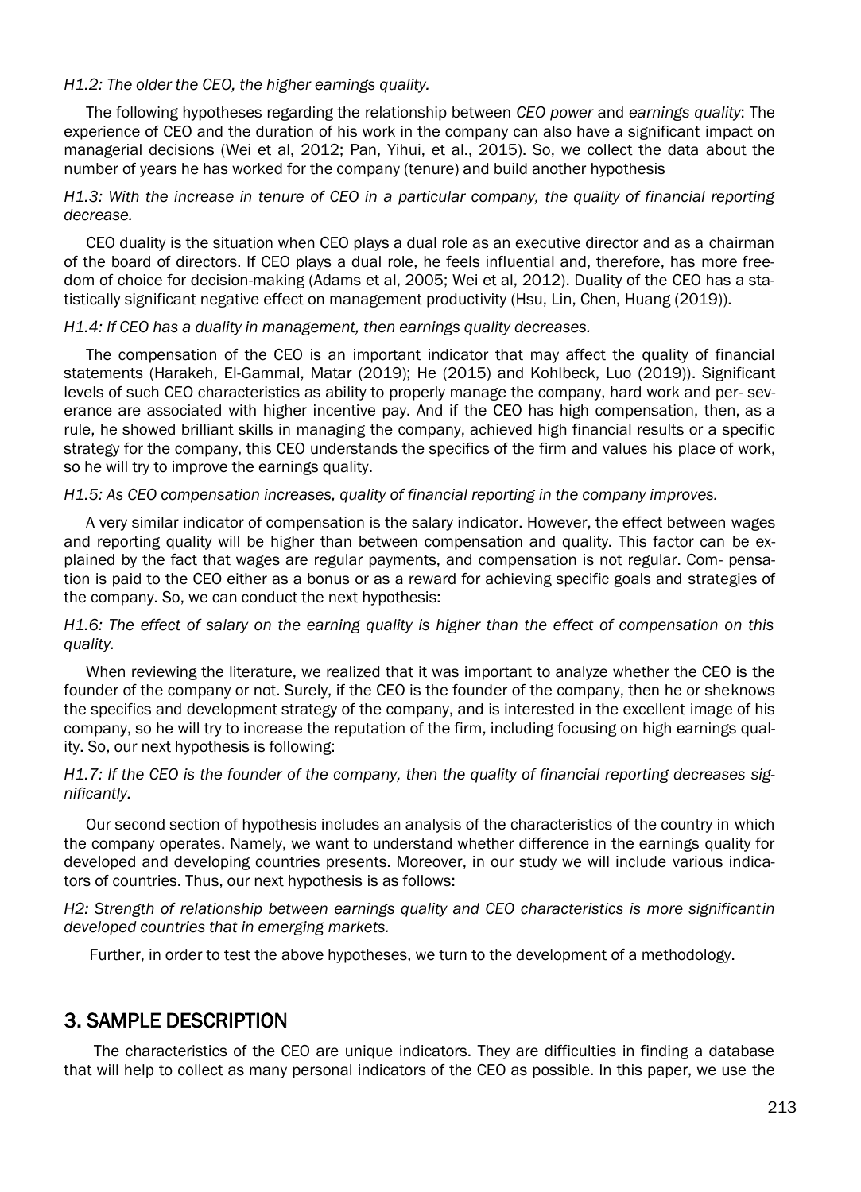*H1.2: The older the CEO, the higher earnings quality.*

The following hypotheses regarding the relationship between *CEO power* and *earnings quality*: The experience of CEO and the duration of his work in the company can also have a significant impact on managerial decisions (Wei et al, 2012; Pan, Yihui, et al., 2015). So, we collect the data about the number of years he has worked for the company (tenure) and build another hypothesis

*H1.3: With the increase in tenure of CEO in a particular company, the quality of financial reporting decrease.*

CEO duality is the situation when CEO plays a dual role as an executive director and as a chairman of the board of directors. If CEO plays a dual role, he feels influential and, therefore, has more freedom of choice for decision-making (Adams et al, 2005; Wei et al, 2012). Duality of the CEO has a statistically significant negative effect on management productivity (Hsu, Lin, Chen, Huang (2019)).

*H1.4: If CEO has a duality in management, then earnings quality decreases.*

The compensation of the CEO is an important indicator that may affect the quality of financial statements (Harakeh, El-Gammal, Matar (2019); He (2015) and Kohlbeck, Luo (2019)). Significant levels of such CEO characteristics as ability to properly manage the company, hard work and per- severance are associated with higher incentive pay. And if the CEO has high compensation, then, as a rule, he showed brilliant skills in managing the company, achieved high financial results or a specific strategy for the company, this CEO understands the specifics of the firm and values his place of work, so he will try to improve the earnings quality.

*H1.5: As CEO compensation increases, quality of financial reporting in the company improves.*

A very similar indicator of compensation is the salary indicator. However, the effect between wages and reporting quality will be higher than between compensation and quality. This factor can be explained by the fact that wages are regular payments, and compensation is not regular. Com- pensation is paid to the CEO either as a bonus or as a reward for achieving specific goals and strategies of the company. So, we can conduct the next hypothesis:

*H1.6: The effect of salary on the earning quality is higher than the effect of compensation on this quality.*

When reviewing the literature, we realized that it was important to analyze whether the CEO is the founder of the company or not. Surely, if the CEO is the founder of the company, then he or sheknows the specifics and development strategy of the company, and is interested in the excellent image of his company, so he will try to increase the reputation of the firm, including focusing on high earnings quality. So, our next hypothesis is following:

*H1.7: If the CEO is the founder of the company, then the quality of financial reporting decreases significantly.*

Our second section of hypothesis includes an analysis of the characteristics of the country in which the company operates. Namely, we want to understand whether difference in the earnings quality for developed and developing countries presents. Moreover, in our study we will include various indicators of countries. Thus, our next hypothesis is as follows:

*H2: Strength of relationship between earnings quality and CEO characteristics is more significantin developed countries that in emerging markets.*

Further, in order to test the above hypotheses, we turn to the development of a methodology.

## 3. SAMPLE DESCRIPTION

The characteristics of the CEO are unique indicators. They are difficulties in finding a database that will help to collect as many personal indicators of the CEO as possible. In this paper, we use the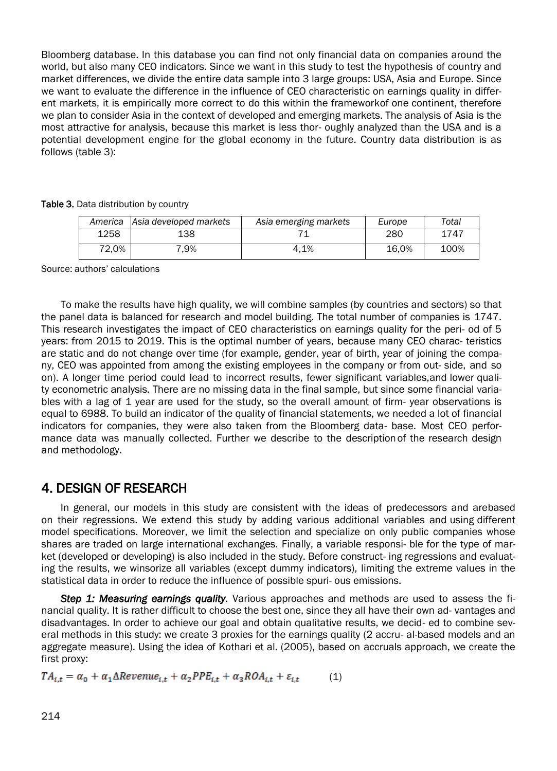Bloomberg database. In this database you can find not only financial data on companies around the world, but also many CEO indicators. Since we want in this study to test the hypothesis of country and market differences, we divide the entire data sample into 3 large groups: USA, Asia and Europe. Since we want to evaluate the difference in the influence of CEO characteristic on earnings quality in different markets, it is empirically more correct to do this within the frameworkof one continent, therefore we plan to consider Asia in the context of developed and emerging markets. The analysis of Asia is the most attractive for analysis, because this market is less thor- oughly analyzed than the USA and is a potential development engine for the global economy in the future. Country data distribution is as follows (table 3):

**Table 3.** Data distribution by country

| *America* | *Asia developed markets* | *Asia emerging markets* | *Europe* | *Total* |
|---|---|---|---|---|
| 1258 | 138 | 71 | 280 | 1747 |
| 72,0% | 7,9% | 4,1% | 16,0% | 100% |

Source: authors' calculations

To make the results have high quality, we will combine samples (by countries and sectors) so that the panel data is balanced for research and model building. The total number of companies is 1747. This research investigates the impact of CEO characteristics on earnings quality for the peri- od of 5 years: from 2015 to 2019. This is the optimal number of years, because many CEO charac- teristics are static and do not change over time (for example, gender, year of birth, year of joining the company, CEO was appointed from among the existing employees in the company or from out- side, and so on). A longer time period could lead to incorrect results, fewer significant variables,and lower quality econometric analysis. There are no missing data in the final sample, but since some financial variables with a lag of 1 year are used for the study, so the overall amount of firm- year observations is equal to 6988. To build an indicator of the quality of financial statements, we needed a lot of financial indicators for companies, they were also taken from the Bloomberg data- base. Most CEO performance data was manually collected. Further we describe to the description of the research design and methodology.

## 4. DESIGN OF RESEARCH

In general, our models in this study are consistent with the ideas of predecessors and arebased on their regressions. We extend this study by adding various additional variables and using different model specifications. Moreover, we limit the selection and specialize on only public companies whose shares are traded on large international exchanges. Finally, a variable responsi- ble for the type of market (developed or developing) is also included in the study. Before construct- ing regressions and evaluating the results, we winsorize all variables (except dummy indicators), limiting the extreme values in the statistical data in order to reduce the influence of possible spuri- ous emissions.

***Step 1: Measuring earnings quality***. Various approaches and methods are used to assess the financial quality. It is rather difficult to choose the best one, since they all have their own ad- vantages and disadvantages. In order to achieve our goal and obtain qualitative results, we decid- ed to combine several methods in this study: we create 3 proxies for the earnings quality (2 accru- al-based models and an aggregate measure). Using the idea of Kothari et al. (2005), based on accruals approach, we create the first proxy:

$$TA_{i,t} = \alpha_0 + \alpha_1 \Delta Revenue_{i,t} + \alpha_2 PPE_{i,t} + \alpha_3 ROA_{i,t} + \varepsilon_{i,t} \qquad (1)$$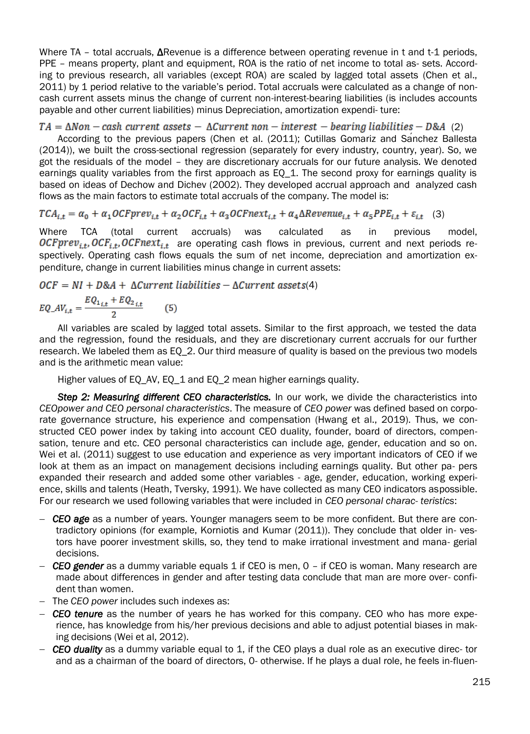Where TA – total accruals, ΔRevenue is a difference between operating revenue in t and t-1 periods, PPE – means property, plant and equipment, ROA is the ratio of net income to total as- sets. According to previous research, all variables (except ROA) are scaled by lagged total assets (Chen et al., 2011) by 1 period relative to the variable's period. Total accruals were calculated as a change of non-cash current assets minus the change of current non-interest-bearing liabilities (is includes accounts payable and other current liabilities) minus Depreciation, amortization expendi- ture:

$$TA = \Delta Non-cash\ current\ assets - \Delta Current\ non-interest-bearing\ liabilities - D\&A \quad (2)$$

According to the previous papers (Chen et al. (2011); Cutillas Gomariz and Sánchez Ballesta (2014)), we built the cross-sectional regression (separately for every industry, country, year). So, we got the residuals of the model – they are discretionary accruals for our future analysis. We denoted earnings quality variables from the first approach as EQ_1. The second proxy for earnings quality is based on ideas of Dechow and Dichev (2002). They developed accrual approach and analyzed cash flows as the main factors to estimate total accruals of the company. The model is:

$$TCA_{i,t} = \alpha_0 + \alpha_1 OCFprev_{i,t} + \alpha_2 OCF_{i,t} + \alpha_3 OCFnext_{i,t} + \alpha_4 \Delta Revenue_{i,t} + \alpha_5 PPE_{i,t} + \varepsilon_{i,t} \quad (3)$$

Where TCA (total current accruals) was calculated as in previous model, $OCFprev_{i,t}, OCF_{i,t}, OCFnext_{i,t}$ are operating cash flows in previous, current and next periods respectively. Operating cash flows equals the sum of net income, depreciation and amortization expenditure, change in current liabilities minus change in current assets:

$$OCF = NI + D\&A + \Delta Current\ liabilities - \Delta Current\ assets \quad (4)$$

$$EQ\_AV_{i,t} = \frac{EQ_{1_{i,t}} + EQ_{2_{i,t}}}{2} \quad (5)$$

All variables are scaled by lagged total assets. Similar to the first approach, we tested the data and the regression, found the residuals, and they are discretionary current accruals for our further research. We labeled them as EQ_2. Our third measure of quality is based on the previous two models and is the arithmetic mean value:

Higher values of EQ_AV, EQ_1 and EQ_2 mean higher earnings quality.

***Step 2: Measuring different CEO characteristics.*** In our work, we divide the characteristics into *CEOpower and CEO personal characteristics*. The measure of *CEO power* was defined based on corporate governance structure, his experience and compensation (Hwang et al., 2019). Thus, we constructed CEO power index by taking into account CEO duality, founder, board of directors, compensation, tenure and etc. CEO personal characteristics can include age, gender, education and so on. Wei et al. (2011) suggest to use education and experience as very important indicators of CEO if we look at them as an impact on management decisions including earnings quality. But other pa- pers expanded their research and added some other variables - age, gender, education, working experience, skills and talents (Heath, Tversky, 1991). We have collected as many CEO indicators aspossible. For our research we used following variables that were included in *CEO personal charac- teristics*:

- ***CEO age*** as a number of years. Younger managers seem to be more confident. But there are contradictory opinions (for example, Korniotis and Kumar (2011)). They conclude that older in- vestors have poorer investment skills, so, they tend to make irrational investment and mana- gerial decisions.
- ***CEO gender*** as a dummy variable equals 1 if CEO is men, 0 – if CEO is woman. Many research are made about differences in gender and after testing data conclude that man are more over- confident than women.
- The *CEO power* includes such indexes as:
- ***CEO tenure*** as the number of years he has worked for this company. CEO who has more experience, has knowledge from his/her previous decisions and able to adjust potential biases in making decisions (Wei et al, 2012).
- ***CEO duality*** as a dummy variable equal to 1, if the CEO plays a dual role as an executive direc- tor and as a chairman of the board of directors, 0- otherwise. If he plays a dual role, he feels in-fluen-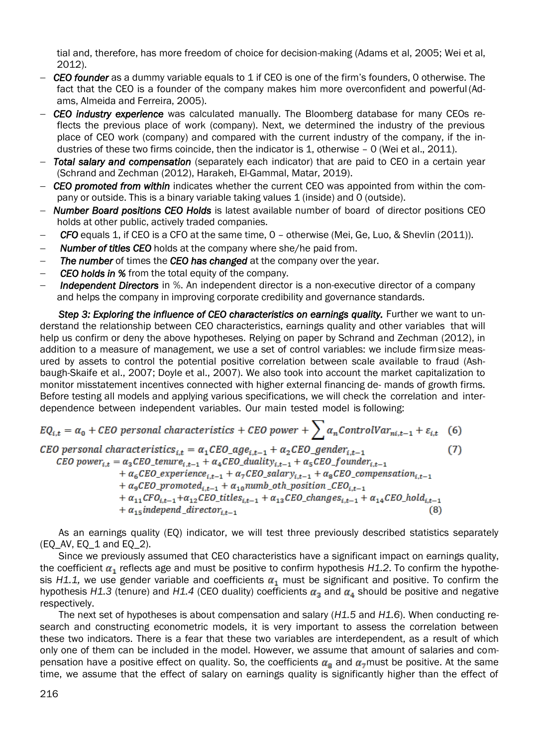tial and, therefore, has more freedom of choice for decision-making (Adams et al, 2005; Wei et al, 2012).

- *CEO founder* as a dummy variable equals to 1 if CEO is one of the firm's founders, 0 otherwise. The fact that the CEO is a founder of the company makes him more overconfident and powerful (Adams, Almeida and Ferreira, 2005).
- *CEO industry experience* was calculated manually. The Bloomberg database for many CEOs reflects the previous place of work (company). Next, we determined the industry of the previous place of CEO work (company) and compared with the current industry of the company, if the industries of these two firms coincide, then the indicator is 1, otherwise – 0 (Wei et al., 2011).
- *Total salary and compensation* (separately each indicator) that are paid to CEO in a certain year (Schrand and Zechman (2012), Harakeh, El-Gammal, Matar, 2019).
- *CEO promoted from within* indicates whether the current CEO was appointed from within the company or outside. This is a binary variable taking values 1 (inside) and 0 (outside).
- *Number Board positions CEO Holds* is latest available number of board of director positions CEO holds at other public, actively traded companies.
- *CFO* equals 1, if CEO is a CFO at the same time, 0 – otherwise (Mei, Ge, Luo, & Shevlin (2011)).
- *Number of titles CEO* holds at the company where she/he paid from.
- *The number* of times the *CEO has changed* at the company over the year.
- *CEO holds in %* from the total equity of the company.
- *Independent Directors* in %. An independent director is a non-executive director of a company and helps the company in improving corporate credibility and governance standards.

***Step 3: Exploring the influence of CEO characteristics on earnings quality.*** Further we want to understand the relationship between CEO characteristics, earnings quality and other variables that will help us confirm or deny the above hypotheses. Relying on paper by Schrand and Zechman (2012), in addition to a measure of management, we use a set of control variables: we include firm size measured by assets to control the potential positive correlation between scale available to fraud (Ashbaugh-Skaife et al., 2007; Doyle et al., 2007). We also took into account the market capitalization to monitor misstatement incentives connected with higher external financing de- mands of growth firms. Before testing all models and applying various specifications, we will check the correlation and interdependence between independent variables. Our main tested model is following:

$$EQ_{i,t} = \alpha_0 + CEO\ personal\ characteristics + CEO\ power + \sum \alpha_n ControlVar_{ni,t-1} + \varepsilon_{i,t} \quad (6)$$

$$CEO\ personal\ characteristics_{i,t} = \alpha_1 CEO\_age_{i,t-1} + \alpha_2 CEO\_gender_{i,t-1} \quad (7)$$

$$\begin{aligned} CEO\ power_{i,t} = {} & \alpha_3 CEO\_tenure_{i,t-1} + \alpha_4 CEO\_duality_{i,t-1} + \alpha_5 CEO\_founder_{i,t-1} \\ & + \alpha_6 CEO\_experience_{i,t-1} + \alpha_7 CEO\_salary_{i,t-1} + \alpha_8 CEO\_compensation_{i,t-1} \\ & + \alpha_9 CEO\_promoted_{i,t-1} + \alpha_{10} numb\_oth\_position\_CEO_{i,t-1} \\ & + \alpha_{11} CFO_{i,t-1} + \alpha_{12} CEO\_titles_{i,t-1} + \alpha_{13} CEO\_changes_{i,t-1} + \alpha_{14} CEO\_hold_{i,t-1} \\ & + \alpha_{15} independ\_director_{i,t-1} \end{aligned} \quad (8)$$

As an earnings quality (EQ) indicator, we will test three previously described statistics separately (EQ_AV, EQ_1 and EQ_2).

Since we previously assumed that CEO characteristics have a significant impact on earnings quality, the coefficient $\alpha_1$ reflects age and must be positive to confirm hypothesis *H1.2*. To confirm the hypothesis *H1.1,* we use gender variable and coefficients $\alpha_1$ must be significant and positive. To confirm the hypothesis *H1.3* (tenure) and *H1.4* (CEO duality) coefficients $\alpha_3$ and $\alpha_4$ should be positive and negative respectively.

The next set of hypotheses is about compensation and salary (*H1.5* and *H1.6*). When conducting research and constructing econometric models, it is very important to assess the correlation between these two indicators. There is a fear that these two variables are interdependent, as a result of which only one of them can be included in the model. However, we assume that amount of salaries and compensation have a positive effect on quality. So, the coefficients $\alpha_8$ and $\alpha_7$ must be positive. At the same time, we assume that the effect of salary on earnings quality is significantly higher than the effect of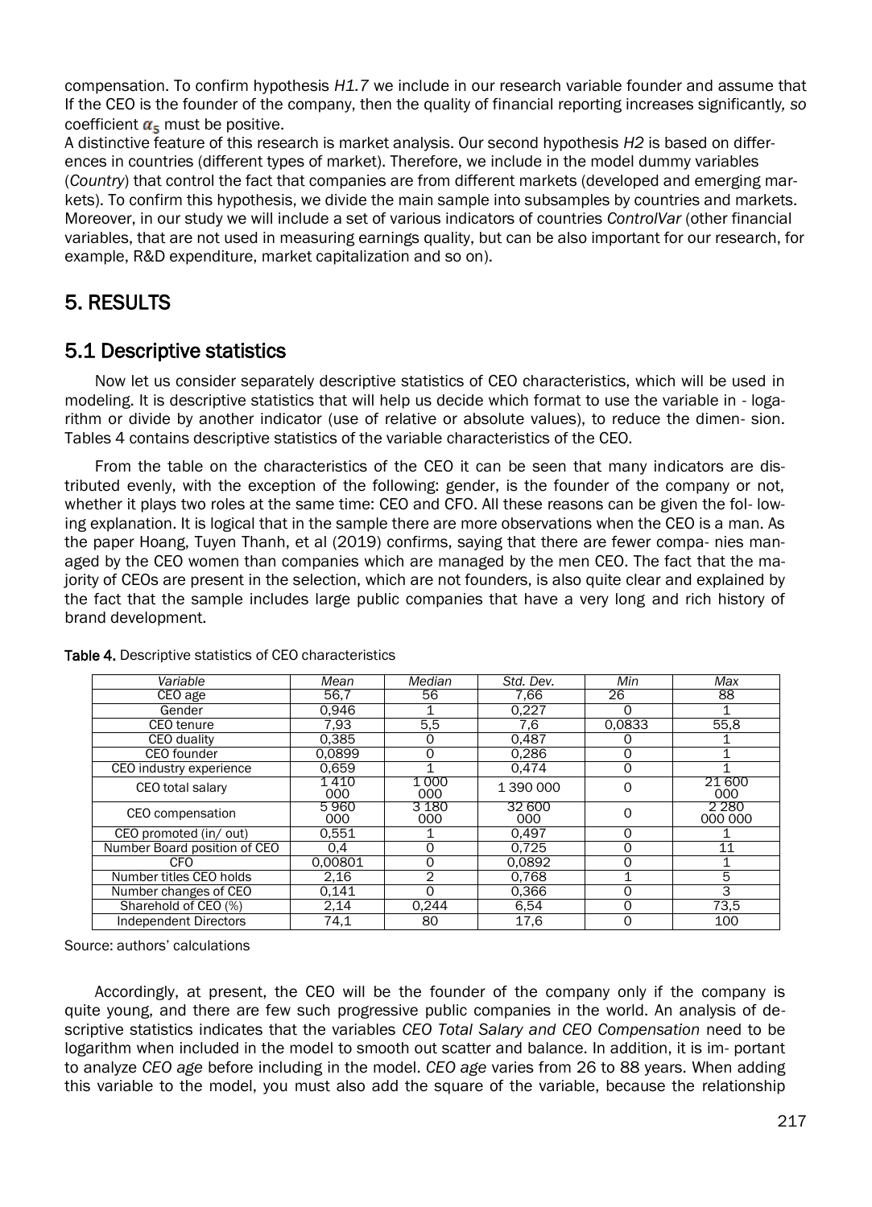compensation. To confirm hypothesis *H1.7* we include in our research variable founder and assume that If the CEO is the founder of the company, then the quality of financial reporting increases significantly*, so* coefficient $\alpha_5$ must be positive.

A distinctive feature of this research is market analysis. Our second hypothesis *H2* is based on differences in countries (different types of market). Therefore, we include in the model dummy variables (*Country*) that control the fact that companies are from different markets (developed and emerging markets). To confirm this hypothesis, we divide the main sample into subsamples by countries and markets. Moreover, in our study we will include a set of various indicators of countries *ControlVar* (other financial variables, that are not used in measuring earnings quality, but can be also important for our research, for example, R&D expenditure, market capitalization and so on).

## 5. RESULTS

### 5.1 Descriptive statistics

Now let us consider separately descriptive statistics of CEO characteristics, which will be used in modeling. It is descriptive statistics that will help us decide which format to use the variable in - logarithm or divide by another indicator (use of relative or absolute values), to reduce the dimen- sion. Tables 4 contains descriptive statistics of the variable characteristics of the CEO.

From the table on the characteristics of the CEO it can be seen that many indicators are distributed evenly, with the exception of the following: gender, is the founder of the company or not, whether it plays two roles at the same time: CEO and CFO. All these reasons can be given the fol- lowing explanation. It is logical that in the sample there are more observations when the CEO is a man. As the paper Hoang, Tuyen Thanh, et al (2019) confirms, saying that there are fewer compa- nies managed by the CEO women than companies which are managed by the men CEO. The fact that the majority of CEOs are present in the selection, which are not founders, is also quite clear and explained by the fact that the sample includes large public companies that have a very long and rich history of brand development.

**Table 4.** Descriptive statistics of CEO characteristics

| *Variable* | *Mean* | *Median* | *Std. Dev.* | *Min* | *Max* |
|---|---|---|---|---|---|
| CEO age | 56,7 | 56 | 7,66 | 26 | 88 |
| Gender | 0,946 | 1 | 0,227 | 0 | 1 |
| CEO tenure | 7,93 | 5,5 | 7,6 | 0,0833 | 55,8 |
| CEO duality | 0,385 | 0 | 0,487 | 0 | 1 |
| CEO founder | 0,0899 | 0 | 0,286 | 0 | 1 |
| CEO industry experience | 0,659 | 1 | 0,474 | 0 | 1 |
| CEO total salary | 1 410 000 | 1 000 000 | 1 390 000 | 0 | 21 600 000 |
| CEO compensation | 5 960 000 | 3 180 000 | 32 600 000 | 0 | 2 280 000 000 |
| CEO promoted (in/ out) | 0,551 | 1 | 0,497 | 0 | 1 |
| Number Board position of CEO | 0,4 | 0 | 0,725 | 0 | 11 |
| CFO | 0,00801 | 0 | 0,0892 | 0 | 1 |
| Number titles CEO holds | 2,16 | 2 | 0,768 | 1 | 5 |
| Number changes of CEO | 0,141 | 0 | 0,366 | 0 | 3 |
| Sharehold of CEO (%) | 2,14 | 0,244 | 6,54 | 0 | 73,5 |
| Independent Directors | 74,1 | 80 | 17,6 | 0 | 100 |

Source: authors' calculations

Accordingly, at present, the CEO will be the founder of the company only if the company is quite young, and there are few such progressive public companies in the world. An analysis of descriptive statistics indicates that the variables *CEO Total Salary and CEO Compensation* need to be logarithm when included in the model to smooth out scatter and balance. In addition, it is im- portant to analyze *CEO age* before including in the model. *CEO age* varies from 26 to 88 years. When adding this variable to the model, you must also add the square of the variable, because the relationship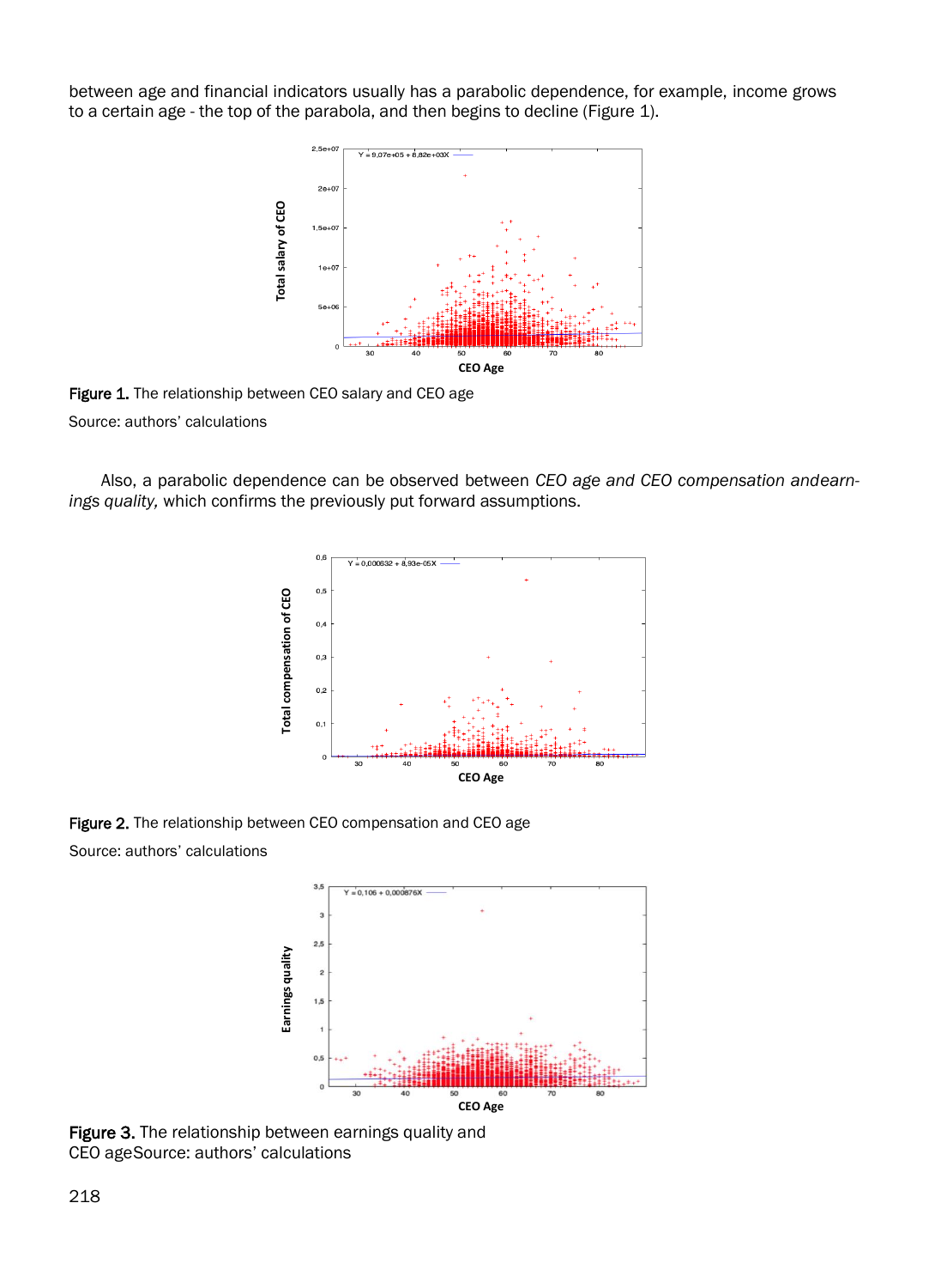between age and financial indicators usually has a parabolic dependence, for example, income grows to a certain age - the top of the parabola, and then begins to decline (Figure 1).

**Figure 1.** The relationship between CEO salary and CEO age

Source: authors' calculations

Also, a parabolic dependence can be observed between *CEO age and CEO compensation andearnings quality,* which confirms the previously put forward assumptions.

**Figure 2.** The relationship between CEO compensation and CEO age

Source: authors' calculations

**Figure 3.** The relationship between earnings quality and CEO ageSource: authors' calculations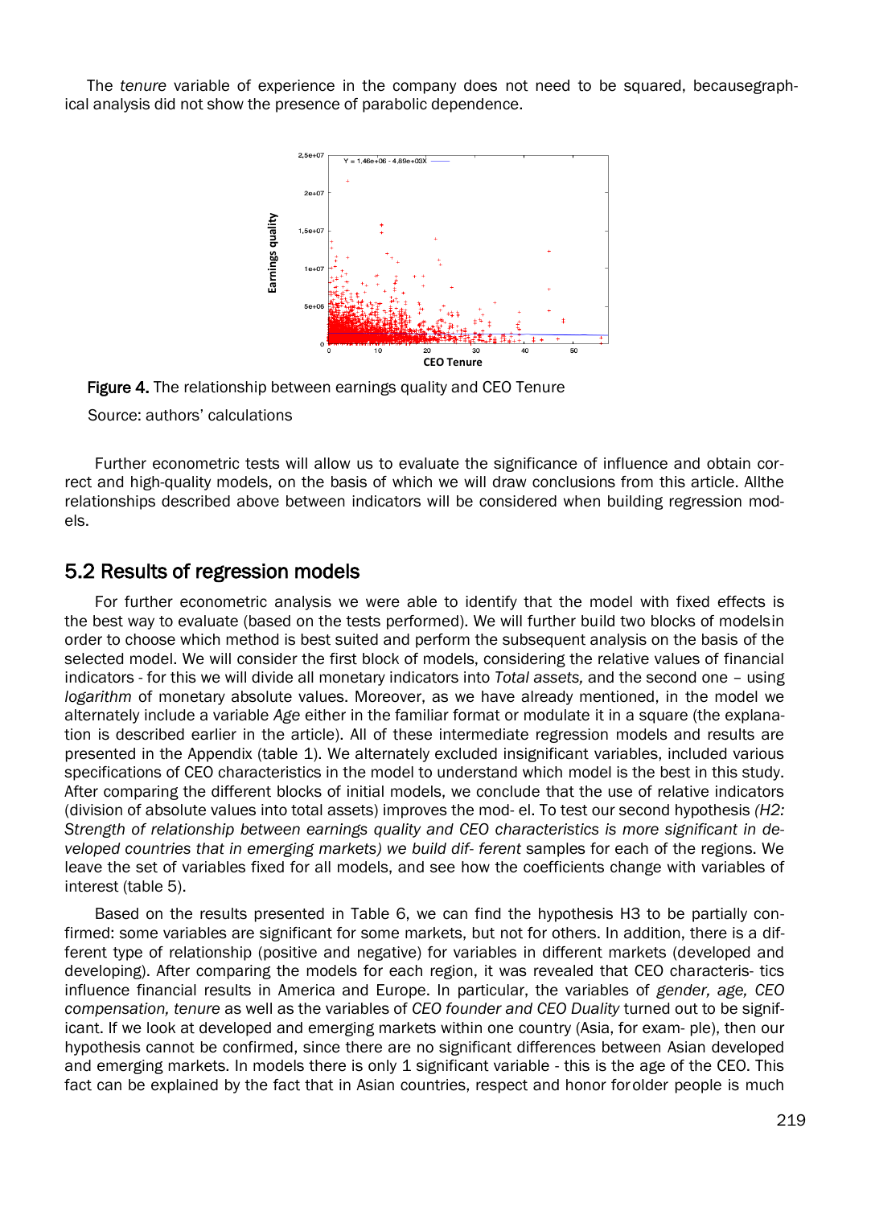The *tenure* variable of experience in the company does not need to be squared, becausegraphical analysis did not show the presence of parabolic dependence.

**Figure 4.** The relationship between earnings quality and CEO Tenure

Source: authors' calculations

Further econometric tests will allow us to evaluate the significance of influence and obtain correct and high-quality models, on the basis of which we will draw conclusions from this article. Allthe relationships described above between indicators will be considered when building regression models.

## 5.2 Results of regression models

For further econometric analysis we were able to identify that the model with fixed effects is the best way to evaluate (based on the tests performed). We will further build two blocks of modelsin order to choose which method is best suited and perform the subsequent analysis on the basis of the selected model. We will consider the first block of models, considering the relative values of financial indicators - for this we will divide all monetary indicators into *Total assets,* and the second one – using *logarithm* of monetary absolute values. Moreover, as we have already mentioned, in the model we alternately include a variable *Age* either in the familiar format or modulate it in a square (the explanation is described earlier in the article). All of these intermediate regression models and results are presented in the Appendix (table 1). We alternately excluded insignificant variables, included various specifications of CEO characteristics in the model to understand which model is the best in this study. After comparing the different blocks of initial models, we conclude that the use of relative indicators (division of absolute values into total assets) improves the mod- el. To test our second hypothesis *(H2: Strength of relationship between earnings quality and CEO characteristics is more significant in developed countries that in emerging markets) we build dif- ferent* samples for each of the regions. We leave the set of variables fixed for all models, and see how the coefficients change with variables of interest (table 5).

Based on the results presented in Table 6, we can find the hypothesis H3 to be partially confirmed: some variables are significant for some markets, but not for others. In addition, there is a different type of relationship (positive and negative) for variables in different markets (developed and developing). After comparing the models for each region, it was revealed that CEO characteris- tics influence financial results in America and Europe. In particular, the variables of *gender, age, CEO compensation, tenure* as well as the variables of *CEO founder and CEO Duality* turned out to be significant. If we look at developed and emerging markets within one country (Asia, for exam- ple), then our hypothesis cannot be confirmed, since there are no significant differences between Asian developed and emerging markets. In models there is only 1 significant variable - this is the age of the CEO. This fact can be explained by the fact that in Asian countries, respect and honor forolder people is much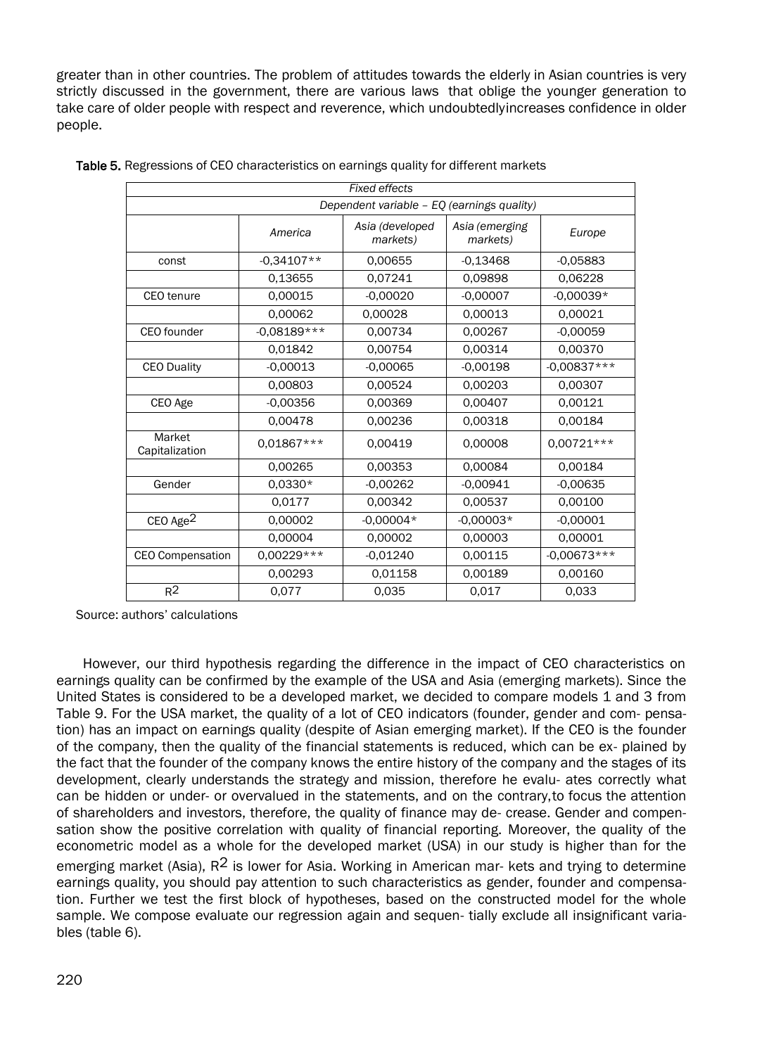greater than in other countries. The problem of attitudes towards the elderly in Asian countries is very strictly discussed in the government, there are various laws that oblige the younger generation to take care of older people with respect and reverence, which undoubtedlyincreases confidence in older people.

**Table 5.** Regressions of CEO characteristics on earnings quality for different markets

| *Fixed effects* | | | | |
|---|---|---|---|---|
| *Dependent variable – EQ (earnings quality)* | | | | |
| | *America* | *Asia (developed markets)* | *Asia (emerging markets)* | *Europe* |
| const | -0,34107** | 0,00655 | -0,13468 | -0,05883 |
| | 0,13655 | 0,07241 | 0,09898 | 0,06228 |
| CEO tenure | 0,00015 | -0,00020 | -0,00007 | -0,00039* |
| | 0,00062 | 0,00028 | 0,00013 | 0,00021 |
| CEO founder | -0,08189*** | 0,00734 | 0,00267 | -0,00059 |
| | 0,01842 | 0,00754 | 0,00314 | 0,00370 |
| CEO Duality | -0,00013 | -0,00065 | -0,00198 | -0,00837*** |
| | 0,00803 | 0,00524 | 0,00203 | 0,00307 |
| CEO Age | -0,00356 | 0,00369 | 0,00407 | 0,00121 |
| | 0,00478 | 0,00236 | 0,00318 | 0,00184 |
| Market Capitalization | 0,01867*** | 0,00419 | 0,00008 | 0,00721*** |
| | 0,00265 | 0,00353 | 0,00084 | 0,00184 |
| Gender | 0,0330* | -0,00262 | -0,00941 | -0,00635 |
| | 0,0177 | 0,00342 | 0,00537 | 0,00100 |
| CEO $Age^2$ | 0,00002 | -0,00004* | -0,00003* | -0,00001 |
| | 0,00004 | 0,00002 | 0,00003 | 0,00001 |
| CEO Compensation | 0,00229*** | -0,01240 | 0,00115 | -0,00673*** |
| | 0,00293 | 0,01158 | 0,00189 | 0,00160 |
| $R^2$ | 0,077 | 0,035 | 0,017 | 0,033 |

Source: authors' calculations

However, our third hypothesis regarding the difference in the impact of CEO characteristics on earnings quality can be confirmed by the example of the USA and Asia (emerging markets). Since the United States is considered to be a developed market, we decided to compare models 1 and 3 from Table 9. For the USA market, the quality of a lot of CEO indicators (founder, gender and com- pensation) has an impact on earnings quality (despite of Asian emerging market). If the CEO is the founder of the company, then the quality of the financial statements is reduced, which can be ex- plained by the fact that the founder of the company knows the entire history of the company and the stages of its development, clearly understands the strategy and mission, therefore he evalu- ates correctly what can be hidden or under- or overvalued in the statements, and on the contrary,to focus the attention of shareholders and investors, therefore, the quality of finance may de- crease. Gender and compen- sation show the positive correlation with quality of financial reporting. Moreover, the quality of the econometric model as a whole for the developed market (USA) in our study is higher than for the emerging market (Asia), $R^2$ is lower for Asia. Working in American mar- kets and trying to determine earnings quality, you should pay attention to such characteristics as gender, founder and compensation. Further we test the first block of hypotheses, based on the constructed model for the whole sample. We compose evaluate our regression again and sequen- tially exclude all insignificant variables (table 6).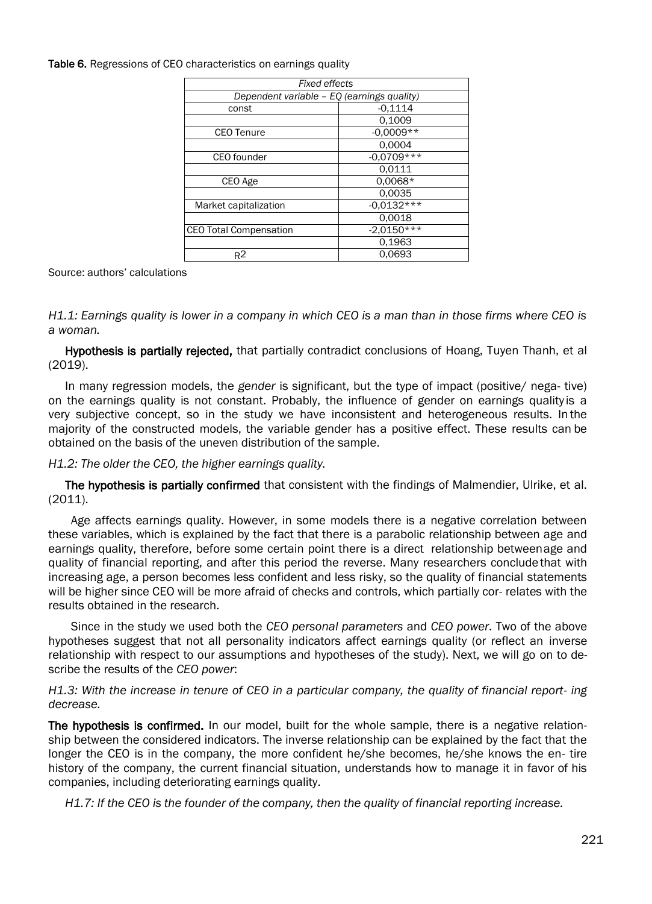**Table 6.** Regressions of CEO characteristics on earnings quality

| *Fixed effects* | |
|---|---|
| *Dependent variable – EQ (earnings quality)* | |
| const | -0,1114 |
| | 0,1009 |
| CEO Tenure | -0,0009** |
| | 0,0004 |
| CEO founder | -0,0709*** |
| | 0,0111 |
| CEO Age | 0,0068* |
| | 0,0035 |
| Market capitalization | -0,0132*** |
| | 0,0018 |
| CEO Total Compensation | -2,0150*** |
| | 0,1963 |
| $R^2$ | 0,0693 |

Source: authors' calculations

*H1.1: Earnings quality is lower in a company in which CEO is a man than in those firms where CEO is a woman.*

**Hypothesis is partially rejected,** that partially contradict conclusions of Hoang, Tuyen Thanh, et al (2019).

In many regression models, the *gender* is significant, but the type of impact (positive/ nega- tive) on the earnings quality is not constant. Probably, the influence of gender on earnings quality is a very subjective concept, so in the study we have inconsistent and heterogeneous results. In the majority of the constructed models, the variable gender has a positive effect. These results can be obtained on the basis of the uneven distribution of the sample.

*H1.2: The older the CEO, the higher earnings quality.*

**The hypothesis is partially confirmed** that consistent with the findings of Malmendier, Ulrike, et al. (2011).

Age affects earnings quality. However, in some models there is a negative correlation between these variables, which is explained by the fact that there is a parabolic relationship between age and earnings quality, therefore, before some certain point there is a direct relationship between age and quality of financial reporting, and after this period the reverse. Many researchers conclude that with increasing age, a person becomes less confident and less risky, so the quality of financial statements will be higher since CEO will be more afraid of checks and controls, which partially cor- relates with the results obtained in the research.

Since in the study we used both the *CEO personal parameters* and *CEO power*. Two of the above hypotheses suggest that not all personality indicators affect earnings quality (or reflect an inverse relationship with respect to our assumptions and hypotheses of the study). Next, we will go on to de- scribe the results of the *CEO power*:

*H1.3: With the increase in tenure of CEO in a particular company, the quality of financial report- ing decrease.*

**The hypothesis is confirmed.** In our model, built for the whole sample, there is a negative relation- ship between the considered indicators. The inverse relationship can be explained by the fact that the longer the CEO is in the company, the more confident he/she becomes, he/she knows the en- tire history of the company, the current financial situation, understands how to manage it in favor of his companies, including deteriorating earnings quality.

*H1.7: If the CEO is the founder of the company, then the quality of financial reporting increase.*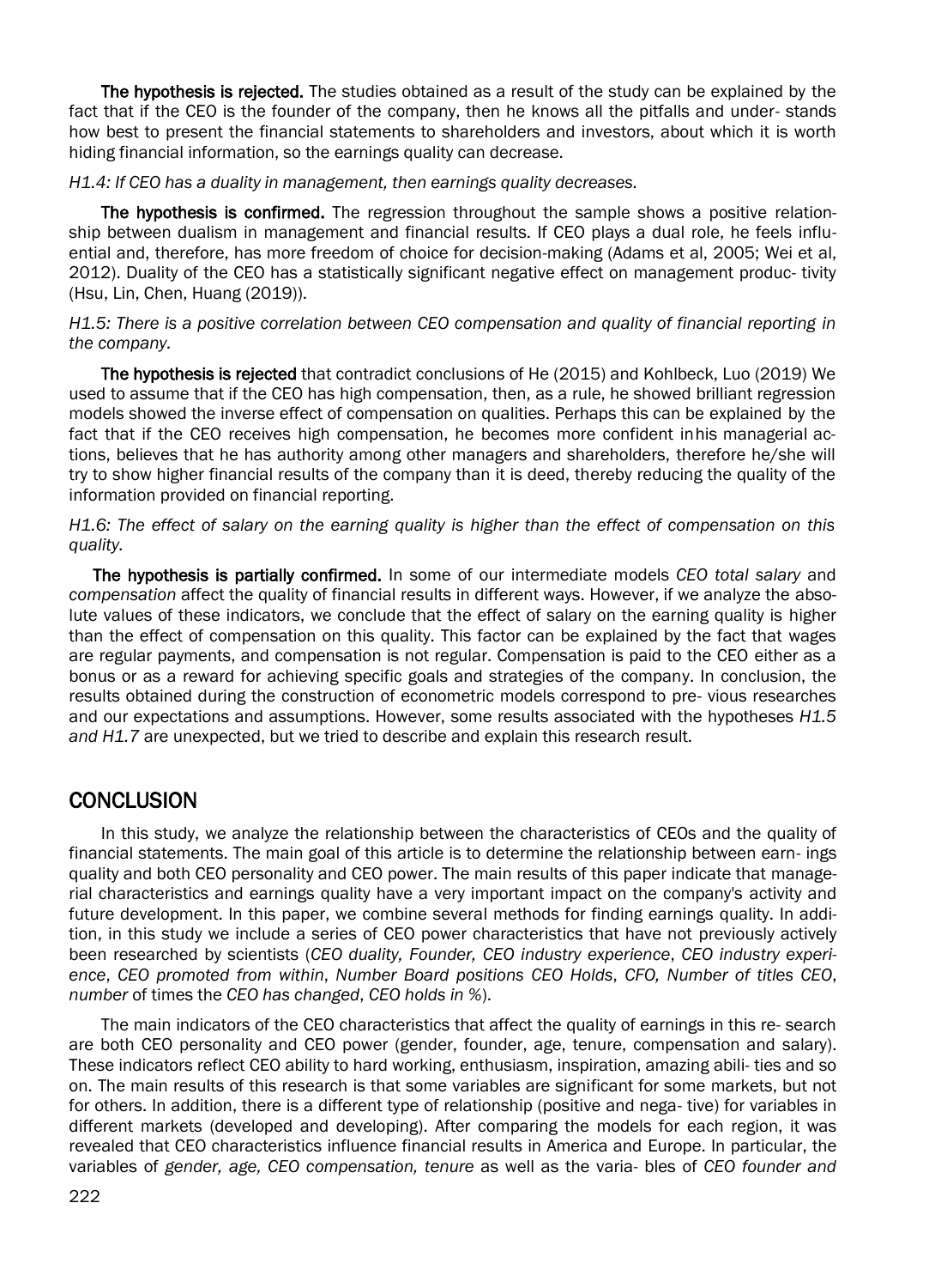**The hypothesis is rejected.** The studies obtained as a result of the study can be explained by the fact that if the CEO is the founder of the company, then he knows all the pitfalls and under- stands how best to present the financial statements to shareholders and investors, about which it is worth hiding financial information, so the earnings quality can decrease.

*H1.4: If CEO has a duality in management, then earnings quality decreases.*

**The hypothesis is confirmed.** The regression throughout the sample shows a positive relationship between dualism in management and financial results. If CEO plays a dual role, he feels influential and, therefore, has more freedom of choice for decision-making (Adams et al, 2005; Wei et al, 2012). Duality of the CEO has a statistically significant negative effect on management produc- tivity (Hsu, Lin, Chen, Huang (2019)).

*H1.5: There is a positive correlation between CEO compensation and quality of financial reporting in the company.*

**The hypothesis is rejected** that contradict conclusions of He (2015) and Kohlbeck, Luo (2019) We used to assume that if the CEO has high compensation, then, as a rule, he showed brilliant regression models showed the inverse effect of compensation on qualities. Perhaps this can be explained by the fact that if the CEO receives high compensation, he becomes more confident inhis managerial actions, believes that he has authority among other managers and shareholders, therefore he/she will try to show higher financial results of the company than it is deed, thereby reducing the quality of the information provided on financial reporting.

*H1.6: The effect of salary on the earning quality is higher than the effect of compensation on this quality.*

**The hypothesis is partially confirmed.** In some of our intermediate models *CEO total salary* and *compensation* affect the quality of financial results in different ways. However, if we analyze the absolute values of these indicators, we conclude that the effect of salary on the earning quality is higher than the effect of compensation on this quality. This factor can be explained by the fact that wages are regular payments, and compensation is not regular. Compensation is paid to the CEO either as a bonus or as a reward for achieving specific goals and strategies of the company. In conclusion, the results obtained during the construction of econometric models correspond to pre- vious researches and our expectations and assumptions. However, some results associated with the hypotheses *H1.5 and H1.7* are unexpected, but we tried to describe and explain this research result.

## CONCLUSION

In this study, we analyze the relationship between the characteristics of CEOs and the quality of financial statements. The main goal of this article is to determine the relationship between earn- ings quality and both CEO personality and CEO power. The main results of this paper indicate that managerial characteristics and earnings quality have a very important impact on the company's activity and future development. In this paper, we combine several methods for finding earnings quality. In addition, in this study we include a series of CEO power characteristics that have not previously actively been researched by scientists (*CEO duality, Founder, CEO industry experience*, *CEO industry experience*, *CEO promoted from within*, *Number Board positions CEO Holds*, *CFO, Number of titles CEO*, *number* of times the *CEO has changed*, *CEO holds in %*).

The main indicators of the CEO characteristics that affect the quality of earnings in this re- search are both CEO personality and CEO power (gender, founder, age, tenure, compensation and salary). These indicators reflect CEO ability to hard working, enthusiasm, inspiration, amazing abili- ties and so on. The main results of this research is that some variables are significant for some markets, but not for others. In addition, there is a different type of relationship (positive and nega- tive) for variables in different markets (developed and developing). After comparing the models for each region, it was revealed that CEO characteristics influence financial results in America and Europe. In particular, the variables of *gender, age, CEO compensation, tenure* as well as the varia- bles of *CEO founder and*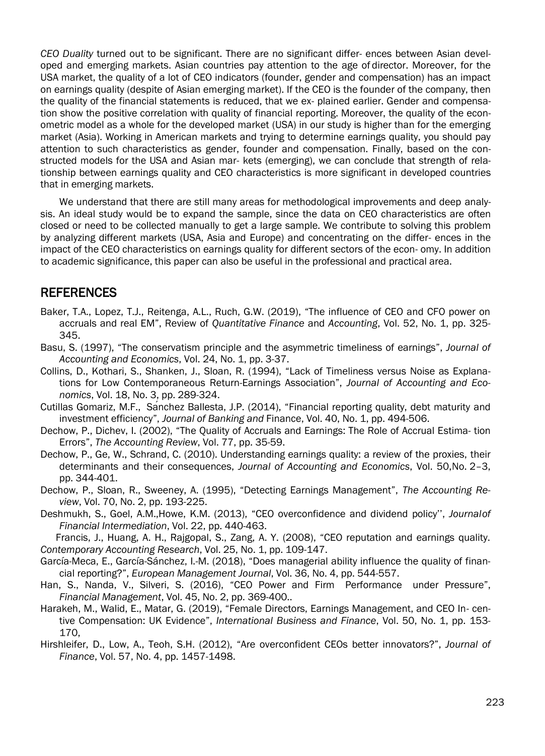*CEO Duality* turned out to be significant. There are no significant differ- ences between Asian developed and emerging markets. Asian countries pay attention to the age of director. Moreover, for the USA market, the quality of a lot of CEO indicators (founder, gender and compensation) has an impact on earnings quality (despite of Asian emerging market). If the CEO is the founder of the company, then the quality of the financial statements is reduced, that we ex- plained earlier. Gender and compensation show the positive correlation with quality of financial reporting. Moreover, the quality of the econometric model as a whole for the developed market (USA) in our study is higher than for the emerging market (Asia). Working in American markets and trying to determine earnings quality, you should pay attention to such characteristics as gender, founder and compensation. Finally, based on the constructed models for the USA and Asian mar- kets (emerging), we can conclude that strength of relationship between earnings quality and CEO characteristics is more significant in developed countries that in emerging markets.

We understand that there are still many areas for methodological improvements and deep analysis. An ideal study would be to expand the sample, since the data on CEO characteristics are often closed or need to be collected manually to get a large sample. We contribute to solving this problem by analyzing different markets (USA, Asia and Europe) and concentrating on the differ- ences in the impact of the CEO characteristics on earnings quality for different sectors of the econ- omy. In addition to academic significance, this paper can also be useful in the professional and practical area.

## REFERENCES

Baker, T.A., Lopez, T.J., Reitenga, A.L., Ruch, G.W. (2019), "The influence of CEO and CFO power on accruals and real EM", Review of *Quantitative Finance* and *Accounting*, Vol. 52, No. 1, pp. 325-345.

Basu, S. (1997), "The conservatism principle and the asymmetric timeliness of earnings", *Journal of Accounting and Economics*, Vol. 24, No. 1, pp. 3-37.

Collins, D., Kothari, S., Shanken, J., Sloan, R. (1994), "Lack of Timeliness versus Noise as Explanations for Low Contemporaneous Return-Earnings Association", *Journal of Accounting and Economics*, Vol. 18, No. 3, pp. 289-324.

Cutillas Gomariz, M.F., Sánchez Ballesta, J.P. (2014), "Financial reporting quality, debt maturity and investment efficiency", *Journal of Banking and* Finance, Vol. 40, No. 1, pp. 494-506.

Dechow, P., Dichev, I. (2002), "The Quality of Accruals and Earnings: The Role of Accrual Estima- tion Errors", *The Accounting Review*, Vol. 77, pp. 35-59.

Dechow, P., Ge, W., Schrand, C. (2010). Understanding earnings quality: a review of the proxies, their determinants and their consequences, *Journal of Accounting and Economics*, Vol. 50,No. 2–3, pp. 344-401.

Dechow, P., Sloan, R., Sweeney, A. (1995), "Detecting Earnings Management", *The Accounting Review*, Vol. 70, No. 2, pp. 193-225.

Deshmukh, S., Goel, A.M.,Howe, K.M. (2013), "CEO overconfidence and dividend policy'', *Journalof Financial Intermediation*, Vol. 22, pp. 440-463.

Francis, J., Huang, A. H., Rajgopal, S., Zang, A. Y. (2008), "CEO reputation and earnings quality. *Contemporary Accounting Research*, Vol. 25, No. 1, pp. 109-147.

García-Meca, E., García-Sánchez, I.-M. (2018), "Does managerial ability influence the quality of financial reporting?", *European Management Journal*, Vol. 36, No. 4, pp. 544-557.

Han, S., Nanda, V., Silveri, S. (2016), "CEO Power and Firm Performance under Pressure", *Financial Management*, Vol. 45, No. 2, pp. 369-400..

Harakeh, M., Walid, E., Matar, G. (2019), "Female Directors, Earnings Management, and CEO In- centive Compensation: UK Evidence", *International Business and Finance*, Vol. 50, No. 1, pp. 153-170,

Hirshleifer, D., Low, A., Teoh, S.H. (2012), "Are overconfident CEOs better innovators?", *Journal of Finance*, Vol. 57, No. 4, pp. 1457-1498.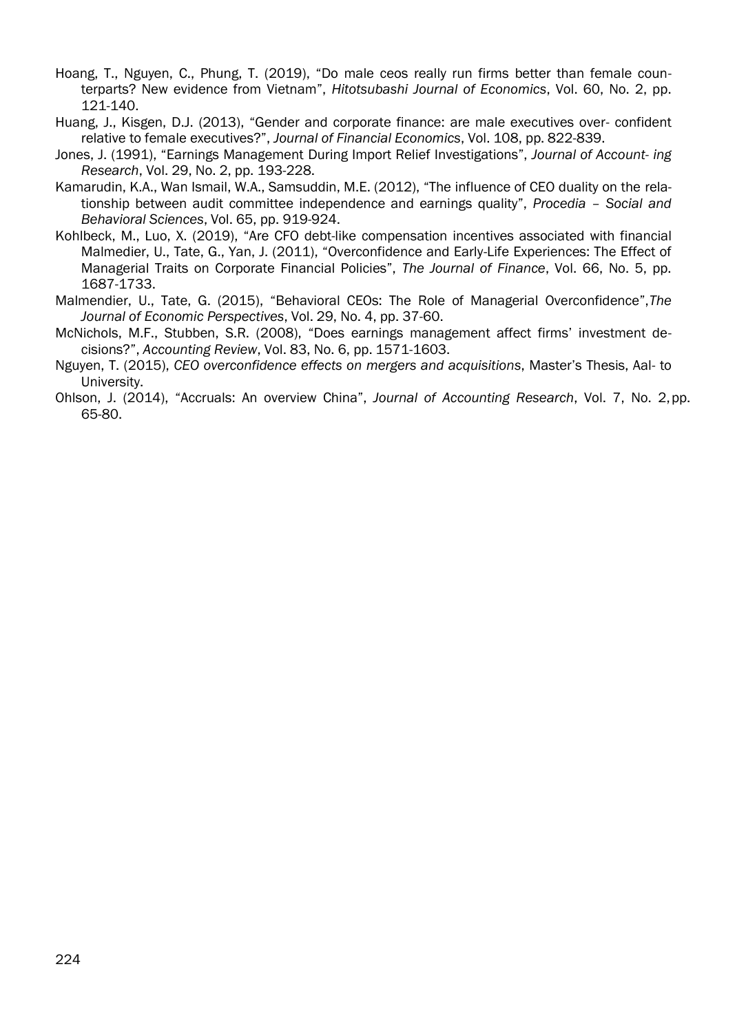Hoang, T., Nguyen, C., Phung, T. (2019), "Do male ceos really run firms better than female counterparts? New evidence from Vietnam", *Hitotsubashi Journal of Economics*, Vol. 60, No. 2, pp. 121-140.

Huang, J., Kisgen, D.J. (2013), "Gender and corporate finance: are male executives over- confident relative to female executives?", *Journal of Financial Economics*, Vol. 108, pp. 822-839.

Jones, J. (1991), "Earnings Management During Import Relief Investigations", *Journal of Account- ing Research*, Vol. 29, No. 2, pp. 193-228.

Kamarudin, K.A., Wan Ismail, W.A., Samsuddin, M.E. (2012), "The influence of CEO duality on the relationship between audit committee independence and earnings quality", *Procedia – Social and Behavioral Sciences*, Vol. 65, pp. 919-924.

Kohlbeck, M., Luo, X. (2019), "Are CFO debt-like compensation incentives associated with financial Malmedier, U., Tate, G., Yan, J. (2011), "Overconfidence and Early-Life Experiences: The Effect of Managerial Traits on Corporate Financial Policies", *The Journal of Finance*, Vol. 66, No. 5, pp. 1687-1733.

Malmendier, U., Tate, G. (2015), "Behavioral CEOs: The Role of Managerial Overconfidence",*The Journal of Economic Perspectives*, Vol. 29, No. 4, pp. 37-60.

McNichols, M.F., Stubben, S.R. (2008), "Does earnings management affect firms' investment decisions?", *Accounting Review*, Vol. 83, No. 6, pp. 1571-1603.

Nguyen, T. (2015), *CEO overconfidence effects on mergers and acquisitions*, Master's Thesis, Aal- to University.

Ohlson, J. (2014), "Accruals: An overview China", *Journal of Accounting Research*, Vol. 7, No. 2, pp. 65-80.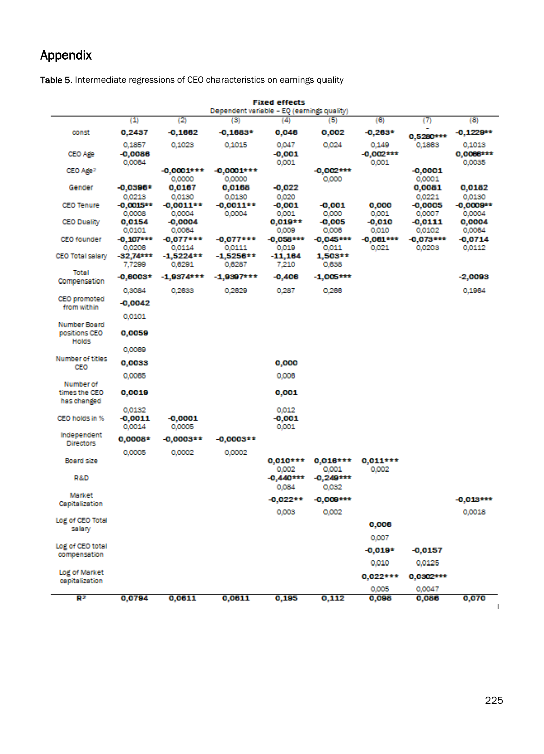# Appendix

Table 5. Intermediate regressions of CEO characteristics on earnings quality

| | Fixed effects | | | | | | | |
|---|---|---|---|---|---|---|---|---|
| | Dependent variable – EQ (earnings quality) | | | | | | | |
| | (1) | (2) | (3) | (4) | (5) | (6) | (7) | (8) |
| const | **0,2437** | **-0,1662** | **-0,1683*** | **0,046** | **0,002** | **-0,263*** | **-0,5280***** | **-0,1229**** |
| | 0,1857 | 0,1023 | 0,1015 | 0,047 | 0,024 | 0,149 | 0,1883 | 0,1013 |
| CEO Age | **-0,0086** | | | **-0,001** | | **-0,002***** | | **0,0088***** |
| | 0,0064 | | | 0,001 | | 0,001 | | 0,0035 |
| CEO Age² | | **-0,0001***** | **-0,0001***** | | **-0,002***** | | **-0,0001** | |
| | | 0,0000 | 0,0000 | | 0,000 | | 0,0001 | |
| Gender | **-0,0396*** | **0,0167** | **0,0168** | **-0,022** | | | **0,0081** | **0,0182** |
| | 0,0213 | 0,0130 | 0,0130 | 0,020 | | | 0,0221 | 0,0130 |
| CEO Tenure | **-0,0015**** | **-0,0011**** | **-0,0011**** | **-0,001** | **-0,001** | **0,000** | **-0,0005** | **-0,0009**** |
| | 0,0008 | 0,0004 | 0,0004 | 0,001 | 0,000 | 0,001 | 0,0007 | 0,0004 |
| CEO Duality | **0,0154** | **-0,0004** | | **0,019**** | **-0,005** | **-0,010** | **-0,0111** | **0,0004** |
| | 0,0101 | 0,0064 | | 0,009 | 0,006 | 0,010 | 0,0102 | 0,0064 |
| CEO founder | **-0,107***** | **-0,077***** | **-0,077***** | **-0,058***** | **-0,045***** | **-0,061***** | **-0,073***** | **-0,0714** |
| | 0,0206 | 0,0114 | 0,0111 | 0,019 | 0,011 | 0,021 | 0,0203 | 0,0112 |
| CEO Total salary | **-32,74***** | **-1,5224**** | **-1,5256**** | **-11,164** | **1,503**** | | | |
| | 7,7299 | 0,6291 | 0,6287 | 7,210 | 0,638 | | | |
| Total Compensation | **-0,6003*** | **-1,9374***** | **-1,9397***** | **-0,406** | **-1,005***** | | | **-2,0093** |
| | 0,3084 | 0,2633 | 0,2629 | 0,287 | 0,266 | | | 0,1964 |
| CEO promoted from within | **-0,0042** | | | | | | | |
| | 0,0101 | | | | | | | |
| Number Board positions CEO Holds | **0,0059** | | | | | | | |
| | 0,0069 | | | | | | | |
| Number of titles CEO | **0,0033** | | | **0,000** | | | | |
| | 0,0065 | | | 0,006 | | | | |
| Number of times the CEO has changed | **0,0019** | | | **0,001** | | | | |
| | 0,0132 | | | 0,012 | | | | |
| CEO holds in % | **-0,0011** | **-0,0001** | | **-0,001** | | | | |
| | 0,0014 | 0,0005 | | 0,001 | | | | |
| Independent Directors | **0,0008*** | **-0,0003**** | **-0,0003**** | | | | | |
| | 0,0005 | 0,0002 | 0,0002 | | | | | |
| Board size | | | | **0,010***** | **0,016***** | **0,011***** | | |
| | | | | 0,002 | 0,001 | 0,002 | | |
| R&D | | | | **-0,440***** | **-0,249***** | | | |
| | | | | 0,084 | 0,032 | | | |
| Market Capitalization | | | | **-0,022**** | **-0,009***** | | | **-0,013***** |
| | | | | 0,003 | 0,002 | | | 0,0018 |
| Log of CEO Total salary | | | | | | **0,006** | | |
| | | | | | | 0,007 | | |
| Log of CEO total compensation | | | | | | **-0,019*** | **-0,0157** | |
| | | | | | | 0,010 | 0,0125 | |
| Log of Market capitalization | | | | | | **0,022***** | **0,0302***** | |
| | | | | | | 0,005 | 0,0047 | |
| $R^2$ | **0,0794** | **0,0611** | **0,0611** | **0,195** | **0,112** | **0,098** | **0,086** | **0,070** |